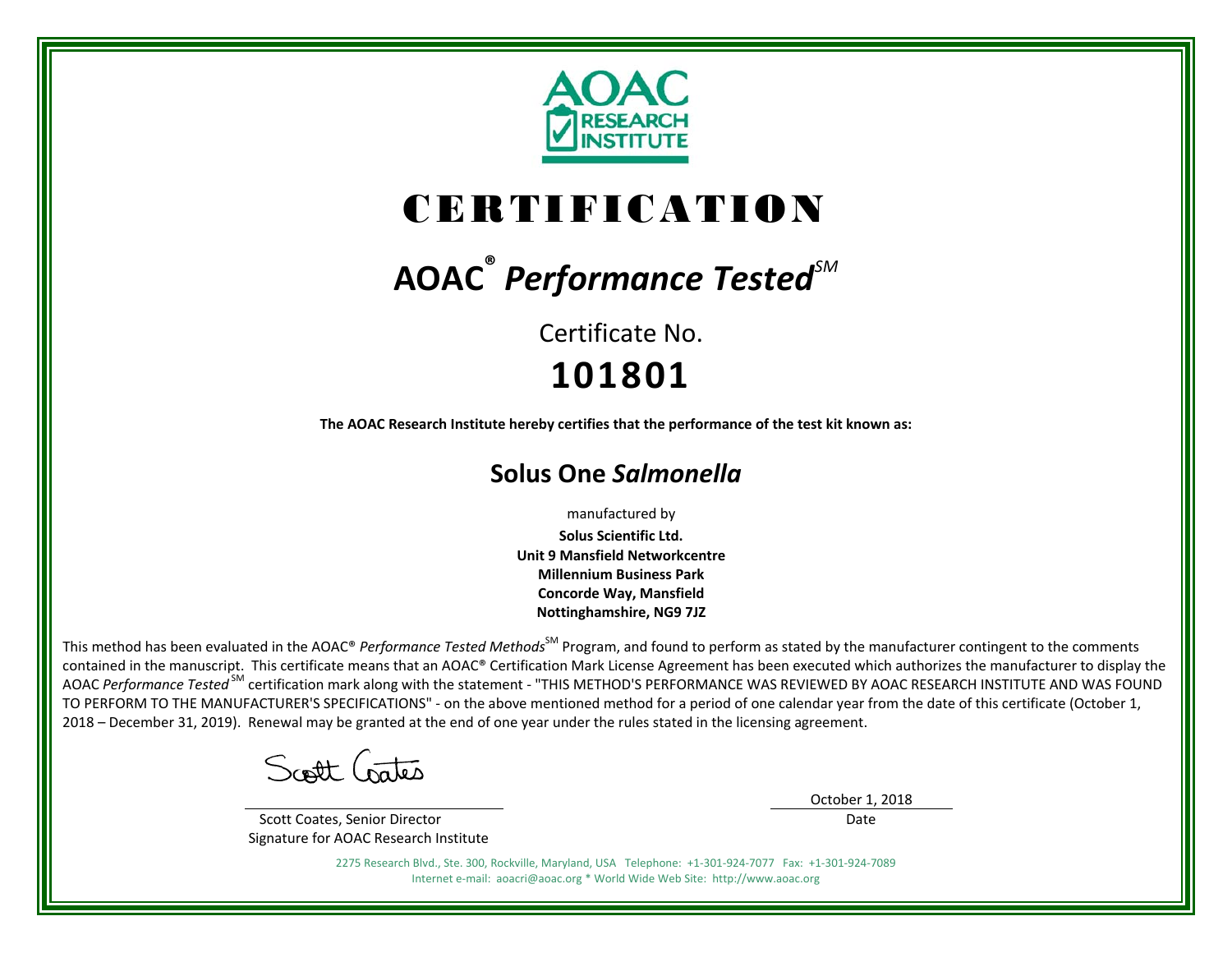AOAC RESEARCH INSTITUTE

# CERTIFICATION

## AOAC® *Performance Tested*SM

Certificate No.

**101801**

**The AOAC Research Institute hereby certifies that the performance of the test kit known as:**

## Solus One *Salmonella*

manufactured by

**Solus Scientific Ltd.**
**Unit 9 Mansfield Networkcentre**
**Millennium Business Park**
**Concorde Way, Mansfield**
**Nottinghamshire, NG9 7JZ**

This method has been evaluated in the AOAC® *Performance Tested Methods*SM Program, and found to perform as stated by the manufacturer contingent to the comments contained in the manuscript. This certificate means that an AOAC® Certification Mark License Agreement has been executed which authorizes the manufacturer to display the AOAC *Performance Tested*SM certification mark along with the statement - "THIS METHOD'S PERFORMANCE WAS REVIEWED BY AOAC RESEARCH INSTITUTE AND WAS FOUND TO PERFORM TO THE MANUFACTURER'S SPECIFICATIONS" - on the above mentioned method for a period of one calendar year from the date of this certificate (October 1, 2018 – December 31, 2019). Renewal may be granted at the end of one year under the rules stated in the licensing agreement.

Scott Coates

Scott Coates, Senior Director
Signature for AOAC Research Institute

October 1, 2018
Date

2275 Research Blvd., Ste. 300, Rockville, Maryland, USA Telephone: +1-301-924-7077 Fax: +1-301-924-7089
Internet e-mail: aoacri@aoac.org * World Wide Web Site: http://www.aoac.org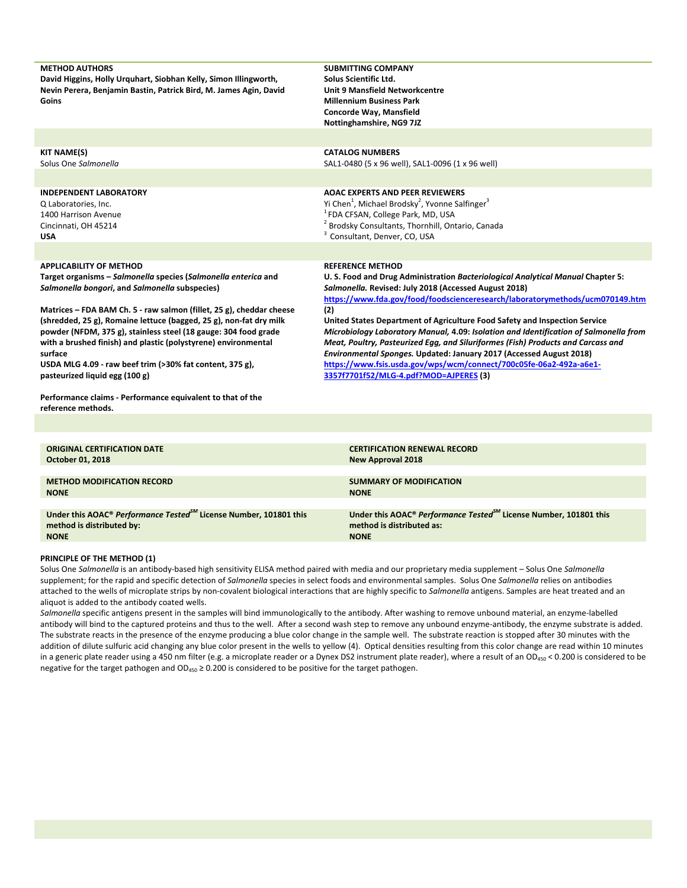**METHOD AUTHORS**
**David Higgins, Holly Urquhart, Siobhan Kelly, Simon Illingworth, Nevin Perera, Benjamin Bastin, Patrick Bird, M. James Agin, David Goins**

**SUBMITTING COMPANY**
**Solus Scientific Ltd.**
**Unit 9 Mansfield Networkcentre**
**Millennium Business Park**
**Concorde Way, Mansfield**
**Nottinghamshire, NG9 7JZ**

**KIT NAME(S)**
Solus One *Salmonella*

**CATALOG NUMBERS**
SAL1-0480 (5 x 96 well), SAL1-0096 (1 x 96 well)

**INDEPENDENT LABORATORY**
Q Laboratories, Inc.
1400 Harrison Avenue
Cincinnati, OH 45214
**USA**

**AOAC EXPERTS AND PEER REVIEWERS**
Yi Chen[1], Michael Brodsky[2], Yvonne Salfinger[3]
[1] FDA CFSAN, College Park, MD, USA
[2] Brodsky Consultants, Thornhill, Ontario, Canada
[3] Consultant, Denver, CO, USA

**APPLICABILITY OF METHOD**
**Target organisms – *Salmonella* species (*Salmonella enterica* and *Salmonella bongori*, and *Salmonella* subspecies)**

**Matrices – FDA BAM Ch. 5 - raw salmon (fillet, 25 g), cheddar cheese (shredded, 25 g), Romaine lettuce (bagged, 25 g), non-fat dry milk powder (NFDM, 375 g), stainless steel (18 gauge: 304 food grade with a brushed finish) and plastic (polystyrene) environmental surface**
**USDA MLG 4.09 - raw beef trim (>30% fat content, 375 g), pasteurized liquid egg (100 g)**

**Performance claims - Performance equivalent to that of the reference methods.**

**REFERENCE METHOD**
**U. S. Food and Drug Administration *Bacteriological Analytical Manual* Chapter 5: *Salmonella.* Revised: July 2018 (Accessed August 2018)**
**https://www.fda.gov/food/foodscienceresearch/laboratorymethods/ucm070149.htm (2)**
**United States Department of Agriculture Food Safety and Inspection Service *Microbiology Laboratory Manual,* 4.09: *Isolation and Identification of Salmonella from Meat, Poultry, Pasteurized Egg, and Siluriformes (Fish) Products and Carcass and Environmental Sponges.* Updated: January 2017 (Accessed August 2018)**
**https://www.fsis.usda.gov/wps/wcm/connect/700c05fe-06a2-492a-a6e1-3357f7701f52/MLG-4.pdf?MOD=AJPERES (3)**

| **ORIGINAL CERTIFICATION DATE** | **CERTIFICATION RENEWAL RECORD** |
|---|---|
| **October 01, 2018** | **New Approval 2018** |
| **METHOD MODIFICATION RECORD** | **SUMMARY OF MODIFICATION** |
| **NONE** | **NONE** |
| **Under this AOAC® *Performance Tested*SM License Number, 101801 this method is distributed by:** | **Under this AOAC® *Performance Tested*SM License Number, 101801 this method is distributed as:** |
| **NONE** | **NONE** |

**PRINCIPLE OF THE METHOD (1)**

Solus One *Salmonella* is an antibody-based high sensitivity ELISA method paired with media and our proprietary media supplement – Solus One *Salmonella* supplement; for the rapid and specific detection of *Salmonella* species in select foods and environmental samples. Solus One *Salmonella* relies on antibodies attached to the wells of microplate strips by non-covalent biological interactions that are highly specific to *Salmonella* antigens. Samples are heat treated and an aliquot is added to the antibody coated wells.

*Salmonella* specific antigens present in the samples will bind immunologically to the antibody. After washing to remove unbound material, an enzyme-labelled antibody will bind to the captured proteins and thus to the well. After a second wash step to remove any unbound enzyme-antibody, the enzyme substrate is added. The substrate reacts in the presence of the enzyme producing a blue color change in the sample well. The substrate reaction is stopped after 30 minutes with the addition of dilute sulfuric acid changing any blue color present in the wells to yellow (4). Optical densities resulting from this color change are read within 10 minutes in a generic plate reader using a 450 nm filter (e.g. a microplate reader or a Dynex DS2 instrument plate reader), where a result of an $OD_{450} < 0.200$ is considered to be negative for the target pathogen and $OD_{450} \geq 0.200$ is considered to be positive for the target pathogen.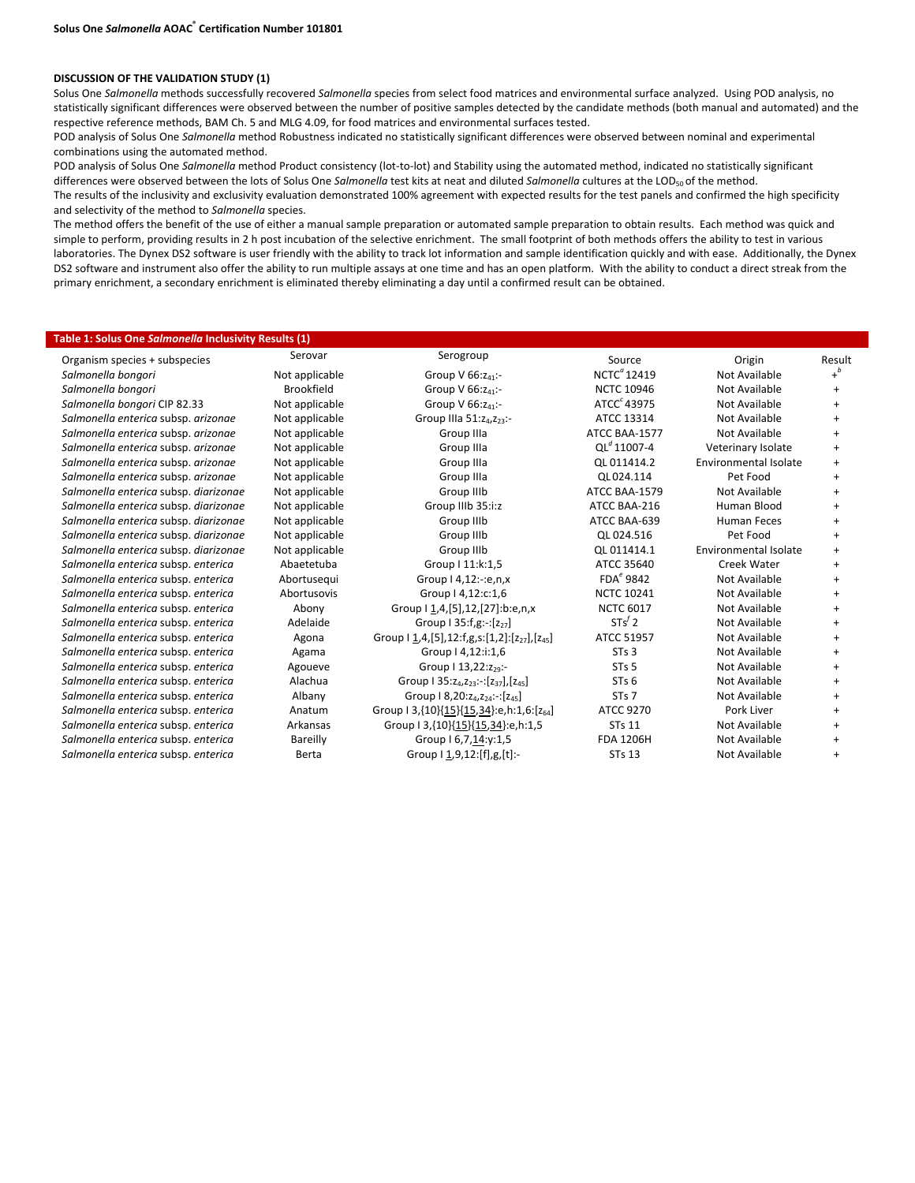### DISCUSSION OF THE VALIDATION STUDY (1)

Solus One *Salmonella* methods successfully recovered *Salmonella* species from select food matrices and environmental surface analyzed. Using POD analysis, no statistically significant differences were observed between the number of positive samples detected by the candidate methods (both manual and automated) and the respective reference methods, BAM Ch. 5 and MLG 4.09, for food matrices and environmental surfaces tested.

POD analysis of Solus One *Salmonella* method Robustness indicated no statistically significant differences were observed between nominal and experimental combinations using the automated method.

POD analysis of Solus One *Salmonella* method Product consistency (lot-to-lot) and Stability using the automated method, indicated no statistically significant differences were observed between the lots of Solus One *Salmonella* test kits at neat and diluted *Salmonella* cultures at the $LOD_{50}$ of the method.

The results of the inclusivity and exclusivity evaluation demonstrated 100% agreement with expected results for the test panels and confirmed the high specificity and selectivity of the method to *Salmonella* species.

The method offers the benefit of the use of either a manual sample preparation or automated sample preparation to obtain results. Each method was quick and simple to perform, providing results in 2 h post incubation of the selective enrichment. The small footprint of both methods offers the ability to test in various laboratories. The Dynex DS2 software is user friendly with the ability to track lot information and sample identification quickly and with ease. Additionally, the Dynex DS2 software and instrument also offer the ability to run multiple assays at one time and has an open platform. With the ability to conduct a direct streak from the primary enrichment, a secondary enrichment is eliminated thereby eliminating a day until a confirmed result can be obtained.

**Table 1: Solus One *Salmonella* Inclusivity Results (1)**

| Organism species + subspecies | Serovar | Serogroup | Source | Origin | Result |
|---|---|---|---|---|---|
| *Salmonella bongori* | Not applicable | Group V 66:$z_{41}$:- | NCTC[a] 12419 | Not Available | +[b] |
| *Salmonella bongori* | Brookfield | Group V 66:$z_{41}$:- | NCTC 10946 | Not Available | + |
| *Salmonella bongori* CIP 82.33 | Not applicable | Group V 66:$z_{41}$:- | ATCC[c] 43975 | Not Available | + |
| *Salmonella enterica* subsp. *arizonae* | Not applicable | Group IIIa 51:$z_4$,$z_{23}$:- | ATCC 13314 | Not Available | + |
| *Salmonella enterica* subsp. *arizonae* | Not applicable | Group IIIa | ATCC BAA-1577 | Not Available | + |
| *Salmonella enterica* subsp. *arizonae* | Not applicable | Group IIIa | QL[d] 11007-4 | Veterinary Isolate | + |
| *Salmonella enterica* subsp. *arizonae* | Not applicable | Group IIIa | QL 011414.2 | Environmental Isolate | + |
| *Salmonella enterica* subsp. *arizonae* | Not applicable | Group IIIa | QL 024.114 | Pet Food | + |
| *Salmonella enterica* subsp. *diarizonae* | Not applicable | Group IIIb | ATCC BAA-1579 | Not Available | + |
| *Salmonella enterica* subsp. *diarizonae* | Not applicable | Group IIIb 35:i:z | ATCC BAA-216 | Human Blood | + |
| *Salmonella enterica* subsp. *diarizonae* | Not applicable | Group IIIb | ATCC BAA-639 | Human Feces | + |
| *Salmonella enterica* subsp. *diarizonae* | Not applicable | Group IIIb | QL 024.516 | Pet Food | + |
| *Salmonella enterica* subsp. *diarizonae* | Not applicable | Group IIIb | QL 011414.1 | Environmental Isolate | + |
| *Salmonella enterica* subsp. *enterica* | Abaetetuba | Group I 11:k:1,5 | ATCC 35640 | Creek Water | + |
| *Salmonella enterica* subsp. *enterica* | Abortusequi | Group I 4,12:-:e,n,x | FDA[e] 9842 | Not Available | + |
| *Salmonella enterica* subsp. *enterica* | Abortusovis | Group I 4,12:c:1,6 | NCTC 10241 | Not Available | + |
| *Salmonella enterica* subsp. *enterica* | Abony | Group I 1,4,[5],12,[27]:b:e,n,x | NCTC 6017 | Not Available | + |
| *Salmonella enterica* subsp. *enterica* | Adelaide | Group I 35:f,g:-:[$z_{27}$] | STs[f] 2 | Not Available | + |
| *Salmonella enterica* subsp. *enterica* | Agona | Group I 1,4,[5],12:f,g,s:[1,2]:[$z_{27}$],[$z_{45}$] | ATCC 51957 | Not Available | + |
| *Salmonella enterica* subsp. *enterica* | Agama | Group I 4,12:i:1,6 | STs 3 | Not Available | + |
| *Salmonella enterica* subsp. *enterica* | Agoueve | Group I 13,22:$z_{29}$:- | STs 5 | Not Available | + |
| *Salmonella enterica* subsp. *enterica* | Alachua | Group I 35:$z_4$,$z_{23}$:-:[$z_{37}$],[$z_{45}$] | STs 6 | Not Available | + |
| *Salmonella enterica* subsp. *enterica* | Albany | Group I 8,20:$z_4$,$z_{24}$:-:[$z_{45}$] | STs 7 | Not Available | + |
| *Salmonella enterica* subsp. *enterica* | Anatum | Group I 3,{10}{15}{15,34}:e,h:1,6:[$z_{64}$] | ATCC 9270 | Pork Liver | + |
| *Salmonella enterica* subsp. *enterica* | Arkansas | Group I 3,{10}{15}{15,34}:e,h:1,5 | STs 11 | Not Available | + |
| *Salmonella enterica* subsp. *enterica* | Bareilly | Group I 6,7,14:y:1,5 | FDA 1206H | Not Available | + |
| *Salmonella enterica* subsp. *enterica* | Berta | Group I 1,9,12:[f],g,[t]:- | STs 13 | Not Available | + |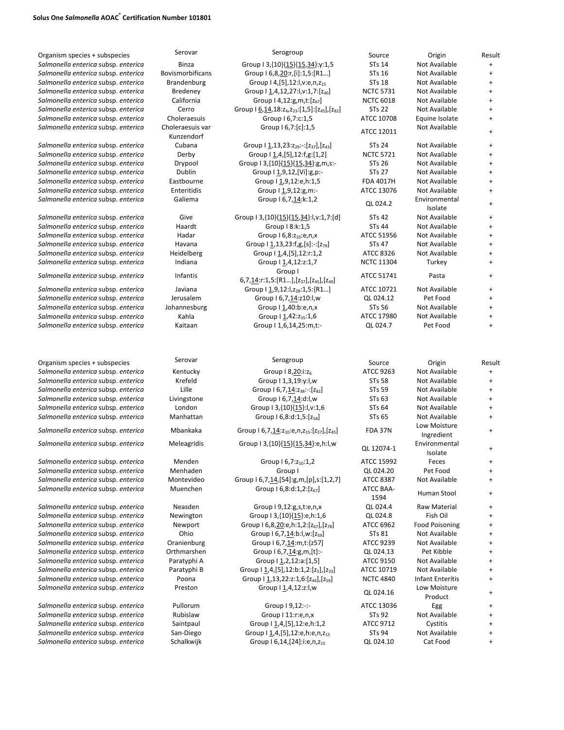**Solus One *Salmonella* AOAC[®] Certification Number 101801**

| Organism species + subspecies | Serovar | Serogroup | Source | Origin | Result |
|---|---|---|---|---|---|
| *Salmonella enterica* subsp. *enterica* | Binza | Group I 3,{10}{15}{15,34}:y:1,5 | STs 14 | Not Available | + |
| *Salmonella enterica* subsp. *enterica* | Bovismorbificans | Group I 6,8,20:r,[i]:1,5:[R1…] | STs 16 | Not Available | + |
| *Salmonella enterica* subsp. *enterica* | Brandenburg | Group I 4,[5],12:l,v:e,n,$z_{15}$ | STs 18 | Not Available | + |
| *Salmonella enterica* subsp. *enterica* | Bredeney | Group I 1,4,12,27:l,v:1,7:[$z_{40}$] | NCTC 5731 | Not Available | + |
| *Salmonella enterica* subsp. *enterica* | California | Group I 4,12:g,m,t:[$z_{67}$] | NCTC 6018 | Not Available | + |
| *Salmonella enterica* subsp. *enterica* | Cerro | Group I 6,14,18:$z_4$,$z_{23}$:[1,5]:[$z_{45}$],[$z_{82}$] | STs 22 | Not Available | + |
| *Salmonella enterica* subsp. *enterica* | Choleraesuis | Group I 6,7:c:1,5 | ATCC 10708 | Equine Isolate | + |
| *Salmonella enterica* subsp. *enterica* | Choleraesuis var Kunzendorf | Group I 6,7:[c]:1,5 | ATCC 12011 | Not Available | + |
| *Salmonella enterica* subsp. *enterica* | Cubana | Group I 1,13,23:$z_{29}$:-:[$z_{37}$],[$z_{43}$] | STs 24 | Not Available | + |
| *Salmonella enterica* subsp. *enterica* | Derby | Group I 1,4,[5],12:f,g:[1,2] | NCTC 5721 | Not Available | + |
| *Salmonella enterica* subsp. *enterica* | Drypool | Group I 3,{10}{15}{15,34}:g,m,s:- | STs 26 | Not Available | + |
| *Salmonella enterica* subsp. *enterica* | Dublin | Group I 1,9,12,[Vi]:g,p:- | STs 27 | Not Available | + |
| *Salmonella enterica* subsp. *enterica* | Eastbourne | Group I 1,9,12:e,h:1,5 | FDA 4017H | Not Available | + |
| *Salmonella enterica* subsp. *enterica* | Enteritidis | Group I 1,9,12:g,m:- | ATCC 13076 | Not Available | + |
| *Salmonella enterica* subsp. *enterica* | Galiema | Group I 6,7,14:k:1,2 | QL 024.2 | Environmental Isolate | + |
| *Salmonella enterica* subsp. *enterica* | Give | Group I 3,{10}{15}{15,34}:l,v:1,7:[d] | STs 42 | Not Available | + |
| *Salmonella enterica* subsp. *enterica* | Haardt | Group I 8:k:1,5 | STs 44 | Not Available | + |
| *Salmonella enterica* subsp. *enterica* | Hadar | Group I 6,8:$z_{10}$:e,n,x | ATCC 51956 | Not Available | + |
| *Salmonella enterica* subsp. *enterica* | Havana | Group I 1,13,23:f,g,[s]:-:[$z_{79}$] | STs 47 | Not Available | + |
| *Salmonella enterica* subsp. *enterica* | Heidelberg | Group I 1,4,[5],12:r:1,2 | ATCC 8326 | Not Available | + |
| *Salmonella enterica* subsp. *enterica* | Indiana | Group I 1,4,12:z:1,7 | NCTC 11304 | Turkey | + |
| *Salmonella enterica* subsp. *enterica* | Infantis | Group I 6,7,14:r:1,5:[R1…],[$z_{37}$],[$z_{45}$],[$z_{49}$] | ATCC 51741 | Pasta | + |
| *Salmonella enterica* subsp. *enterica* | Javiana | Group I 1,9,12:l,$z_{28}$:1,5:{R1…] | ATCC 10721 | Not Available | + |
| *Salmonella enterica* subsp. *enterica* | Jerusalem | Group I 6,7,14:z10:l,w | QL 024.12 | Pet Food | + |
| *Salmonella enterica* subsp. *enterica* | Johannesburg | Group I 1,40:b:e,n,x | STs 56 | Not Available | + |
| *Salmonella enterica* subsp. *enterica* | Kahla | Group I 1,42:$z_{35}$:1,6 | ATCC 17980 | Not Available | + |
| *Salmonella enterica* subsp. *enterica* | Kaitaan | Group I 1,6,14,25:m,t:- | QL 024.7 | Pet Food | + |

| Organism species + subspecies | Serovar | Serogroup | Source | Origin | Result |
|---|---|---|---|---|---|
| *Salmonella enterica* subsp. *enterica* | Kentucky | Group I 8,20:i:$z_6$ | ATCC 9263 | Not Available | + |
| *Salmonella enterica* subsp. *enterica* | Krefeld | Group I 1,3,19:y:l,w | STs 58 | Not Available | + |
| *Salmonella enterica* subsp. *enterica* | Lille | Group I 6,7,14:$z_{38}$:-:[$z_{82}$] | STs 59 | Not Available | + |
| *Salmonella enterica* subsp. *enterica* | Livingstone | Group I 6,7,14:d:l,w | STs 63 | Not Available | + |
| *Salmonella enterica* subsp. *enterica* | London | Group I 3,{10}{15}:l,v:1,6 | STs 64 | Not Available | + |
| *Salmonella enterica* subsp. *enterica* | Manhattan | Group I 6,8:d:1,5:[$z_{58}$] | STs 65 | Not Available | + |
| *Salmonella enterica* subsp. *enterica* | Mbankaka | Group I 6,7,14:$z_{10}$:e,n,$z_{15}$:[$z_{37}$],[$z_{45}$] | FDA 37N | Low Moisture Ingredient | + |
| *Salmonella enterica* subsp. *enterica* | Meleagridis | Group I 3,{10}{15}{15,34}:e,h:l,w | QL 12074-1 | Environmental Isolate | + |
| *Salmonella enterica* subsp. *enterica* | Menden | Group I 6,7:$z_{10}$:1,2 | ATCC 15992 | Feces | + |
| *Salmonella enterica* subsp. *enterica* | Menhaden | Group I | QL 024.20 | Pet Food | + |
| *Salmonella enterica* subsp. *enterica* | Montevideo | Group I 6,7,14,[54]:g,m,[p],s:[1,2,7] | ATCC 8387 | Not Available | + |
| *Salmonella enterica* subsp. *enterica* | Muenchen | Group I 6,8:d:1,2:[$z_{67}$] | ATCC BAA-1594 | Human Stool | + |
| *Salmonella enterica* subsp. *enterica* | Neasden | Group I 9,12:g,s,t:e,n,x | QL 024.4 | Raw Material | + |
| *Salmonella enterica* subsp. *enterica* | Newington | Group I 3,{10}{15}:e,h:1,6 | QL 024.8 | Fish Oil | + |
| *Salmonella enterica* subsp. *enterica* | Newport | Group I 6,8,20:e,h:1,2:[$z_{67}$],[$z_{78}$] | ATCC 6962 | Food Poisoning | + |
| *Salmonella enterica* subsp. *enterica* | Ohio | Group I 6,7,14:b:l,w:[$z_{59}$] | STs 81 | Not Available | + |
| *Salmonella enterica* subsp. *enterica* | Oranienburg | Group I 6,7,14:m,t:{z57] | ATCC 9239 | Not Available | + |
| *Salmonella enterica* subsp. *enterica* | Orthmarshen | Group I 6,7,14:g,m,[t]:- | QL 024.13 | Pet Kibble | + |
| *Salmonella enterica* subsp. *enterica* | Paratyphi A | Group I 1,2,12:a:[1,5] | ATCC 9150 | Not Available | + |
| *Salmonella enterica* subsp. *enterica* | Paratyphi B | Group I 1,4,[5],12:b:1,2:[$z_5$],[$z_{33}$] | ATCC 10719 | Not Available | + |
| *Salmonella enterica* subsp. *enterica* | Poona | Group I 1,13,22:z:1,6:[$z_{44}$],[$z_{59}$] | NCTC 4840 | Infant Enteritis | + |
| *Salmonella enterica* subsp. *enterica* | Preston | Group I 1,4,12:z:l,w | QL 024.16 | Low Moisture Product | + |
| *Salmonella enterica* subsp. *enterica* | Pullorum | Group I 9,12:-:- | ATCC 13036 | Egg | + |
| *Salmonella enterica* subsp. *enterica* | Rubislaw | Group I 11:r:e,n,x | STs 92 | Not Available | + |
| *Salmonella enterica* subsp. *enterica* | Saintpaul | Group I 1,4,[5],12:e,h:1,2 | ATCC 9712 | Cystitis | + |
| *Salmonella enterica* subsp. *enterica* | San-Diego | Group I 1,4,[5],12:e,h:e,n,$z_{15}$ | STs 94 | Not Available | + |
| *Salmonella enterica* subsp. *enterica* | Schalkwijk | Group I 6,14,[24]:i:e,n,$z_{15}$ | QL 024.10 | Cat Food | + |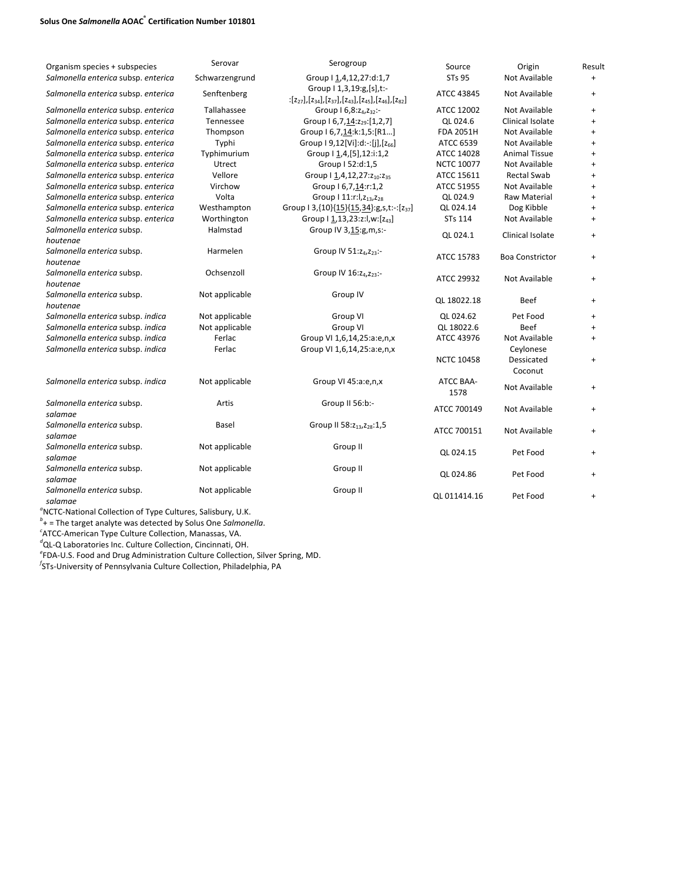**Solus One *Salmonella* AOAC® Certification Number 101801**

| Organism species + subspecies | Serovar | Serogroup | Source | Origin | Result |
|---|---|---|---|---|---|
| *Salmonella enterica* subsp. *enterica* | Schwarzengrund | Group I 1,4,12,27:d:1,7 | STs 95 | Not Available | + |
| *Salmonella enterica* subsp. *enterica* | Senftenberg | Group I 1,3,19:g,[s],t:-:[$z_{27}$],[$z_{34}$],[$z_{37}$],[$z_{43}$],[$z_{45}$],[$z_{46}$],[$z_{82}$] | ATCC 43845 | Not Available | + |
| *Salmonella enterica* subsp. *enterica* | Tallahassee | Group I 6,8:$z_4$,$z_{32}$:- | ATCC 12002 | Not Available | + |
| *Salmonella enterica* subsp. *enterica* | Tennessee | Group I 6,7,14:$z_{29}$:[1,2,7] | QL 024.6 | Clinical Isolate | + |
| *Salmonella enterica* subsp. *enterica* | Thompson | Group I 6,7,14:k:1,5:[R1…] | FDA 2051H | Not Available | + |
| *Salmonella enterica* subsp. *enterica* | Typhi | Group I 9,12[Vi]:d:-:[j],[$z_{66}$] | ATCC 6539 | Not Available | + |
| *Salmonella enterica* subsp. *enterica* | Typhimurium | Group I 1,4,[5],12:i:1,2 | ATCC 14028 | Animal Tissue | + |
| *Salmonella enterica* subsp. *enterica* | Utrect | Group I 52:d:1,5 | NCTC 10077 | Not Available | + |
| *Salmonella enterica* subsp. *enterica* | Vellore | Group I 1,4,12,27:$z_{10}$:$z_{35}$ | ATCC 15611 | Rectal Swab | + |
| *Salmonella enterica* subsp. *enterica* | Virchow | Group I 6,7,14:r:1,2 | ATCC 51955 | Not Available | + |
| *Salmonella enterica* subsp. *enterica* | Volta | Group I 11:r:l,$z_{13}$,$z_{28}$ | QL 024.9 | Raw Material | + |
| *Salmonella enterica* subsp. *enterica* | Westhampton | Group I 3,{10}{15}{15,34}:g,s,t:-:[$z_{37}$] | QL 024.14 | Dog Kibble | + |
| *Salmonella enterica* subsp. *enterica* | Worthington | Group I 1,13,23:z:l,w:[$z_{43}$] | STs 114 | Not Available | + |
| *Salmonella enterica* subsp. *houtenae* | Halmstad | Group IV 3,15:g,m,s:- | QL 024.1 | Clinical Isolate | + |
| *Salmonella enterica* subsp. *houtenae* | Harmelen | Group IV 51:$z_4$,$z_{23}$:- | ATCC 15783 | Boa Constrictor | + |
| *Salmonella enterica* subsp. *houtenae* | Ochsenzoll | Group IV 16:$z_4$,$z_{23}$:- | ATCC 29932 | Not Available | + |
| *Salmonella enterica* subsp. *houtenae* | Not applicable | Group IV | QL 18022.18 | Beef | + |
| *Salmonella enterica* subsp. *indica* | Not applicable | Group VI | QL 024.62 | Pet Food | + |
| *Salmonella enterica* subsp. *indica* | Not applicable | Group VI | QL 18022.6 | Beef | + |
| *Salmonella enterica* subsp. *indica* | Ferlac | Group VI 1,6,14,25:a:e,n,x | ATCC 43976 | Not Available | + |
| *Salmonella enterica* subsp. *indica* | Ferlac | Group VI 1,6,14,25:a:e,n,x | NCTC 10458 | Ceylonese Dessicated Coconut | + |
| *Salmonella enterica* subsp. *indica* | Not applicable | Group VI 45:a:e,n,x | ATCC BAA-1578 | Not Available | + |
| *Salmonella enterica* subsp. *salamae* | Artis | Group II 56:b:- | ATCC 700149 | Not Available | + |
| *Salmonella enterica* subsp. *salamae* | Basel | Group II 58:$z_{13}$,$z_{28}$:1,5 | ATCC 700151 | Not Available | + |
| *Salmonella enterica* subsp. *salamae* | Not applicable | Group II | QL 024.15 | Pet Food | + |
| *Salmonella enterica* subsp. *salamae* | Not applicable | Group II | QL 024.86 | Pet Food | + |
| *Salmonella enterica* subsp. *salamae* | Not applicable | Group II | QL 011414.16 | Pet Food | + |

[a]NCTC-National Collection of Type Cultures, Salisbury, U.K.
[b]+ = The target analyte was detected by Solus One *Salmonella*.
[c]ATCC-American Type Culture Collection, Manassas, VA.
[d]QL-Q Laboratories Inc. Culture Collection, Cincinnati, OH.
[e]FDA-U.S. Food and Drug Administration Culture Collection, Silver Spring, MD.
[f]STs-University of Pennsylvania Culture Collection, Philadelphia, PA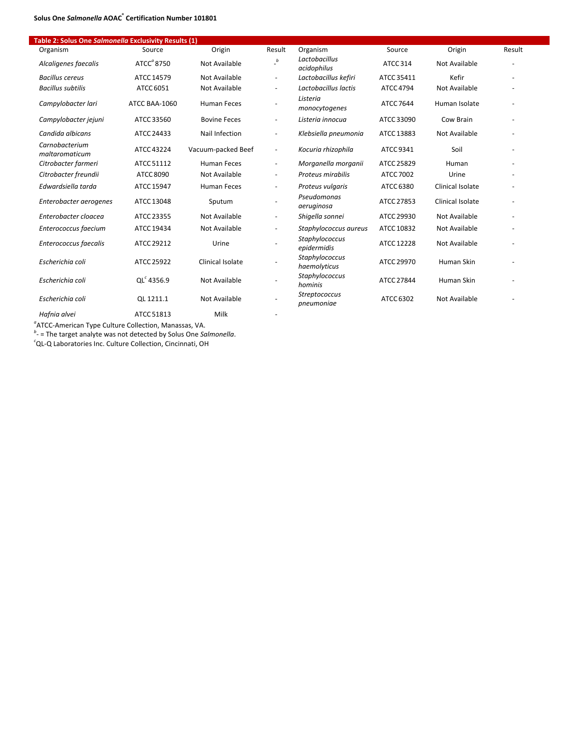**Solus One *Salmonella* AOAC® Certification Number 101801**

**Table 2: Solus One *Salmonella* Exclusivity Results (1)**

| Organism | Source | Origin | Result | Organism | Source | Origin | Result |
|---|---|---|---|---|---|---|---|
| *Alcaligenes faecalis* | ATCC[a] 8750 | Not Available | -[b] | *Lactobacillus acidophilus* | ATCC 314 | Not Available | - |
| *Bacillus cereus* | ATCC 14579 | Not Available | - | *Lactobacillus kefiri* | ATCC 35411 | Kefir | - |
| *Bacillus subtilis* | ATCC 6051 | Not Available | - | *Lactobacillus lactis* | ATCC 4794 | Not Available | - |
| *Campylobacter lari* | ATCC BAA-1060 | Human Feces | - | *Listeria monocytogenes* | ATCC 7644 | Human Isolate | - |
| *Campylobacter jejuni* | ATCC 33560 | Bovine Feces | - | *Listeria innocua* | ATCC 33090 | Cow Brain | - |
| *Candida albicans* | ATCC 24433 | Nail Infection | - | *Klebsiella pneumonia* | ATCC 13883 | Not Available | - |
| *Carnobacterium maltaromaticum* | ATCC 43224 | Vacuum-packed Beef | - | *Kocuria rhizophila* | ATCC 9341 | Soil | - |
| *Citrobacter farmeri* | ATCC 51112 | Human Feces | - | *Morganella morganii* | ATCC 25829 | Human | - |
| *Citrobacter freundii* | ATCC 8090 | Not Available | - | *Proteus mirabilis* | ATCC 7002 | Urine | - |
| *Edwardsiella tarda* | ATCC 15947 | Human Feces | - | *Proteus vulgaris* | ATCC 6380 | Clinical Isolate | - |
| *Enterobacter aerogenes* | ATCC 13048 | Sputum | - | *Pseudomonas aeruginosa* | ATCC 27853 | Clinical Isolate | - |
| *Enterobacter cloacea* | ATCC 23355 | Not Available | - | *Shigella sonnei* | ATCC 29930 | Not Available | - |
| *Enterococcus faecium* | ATCC 19434 | Not Available | - | *Staphylococcus aureus* | ATCC 10832 | Not Available | - |
| *Enterococcus faecalis* | ATCC 29212 | Urine | - | *Staphylococcus epidermidis* | ATCC 12228 | Not Available | - |
| *Escherichia coli* | ATCC 25922 | Clinical Isolate | - | *Staphylococcus haemolyticus* | ATCC 29970 | Human Skin | - |
| *Escherichia coli* | QL[c] 4356.9 | Not Available | - | *Staphylococcus hominis* | ATCC 27844 | Human Skin | - |
| *Escherichia coli* | QL 1211.1 | Not Available | - | *Streptococcus pneumoniae* | ATCC 6302 | Not Available | - |
| *Hafnia alvei* | ATCC 51813 | Milk | - | | | | |

[a]ATCC-American Type Culture Collection, Manassas, VA.
[b]- = The target analyte was not detected by Solus One *Salmonella*.
[c]QL-Q Laboratories Inc. Culture Collection, Cincinnati, OH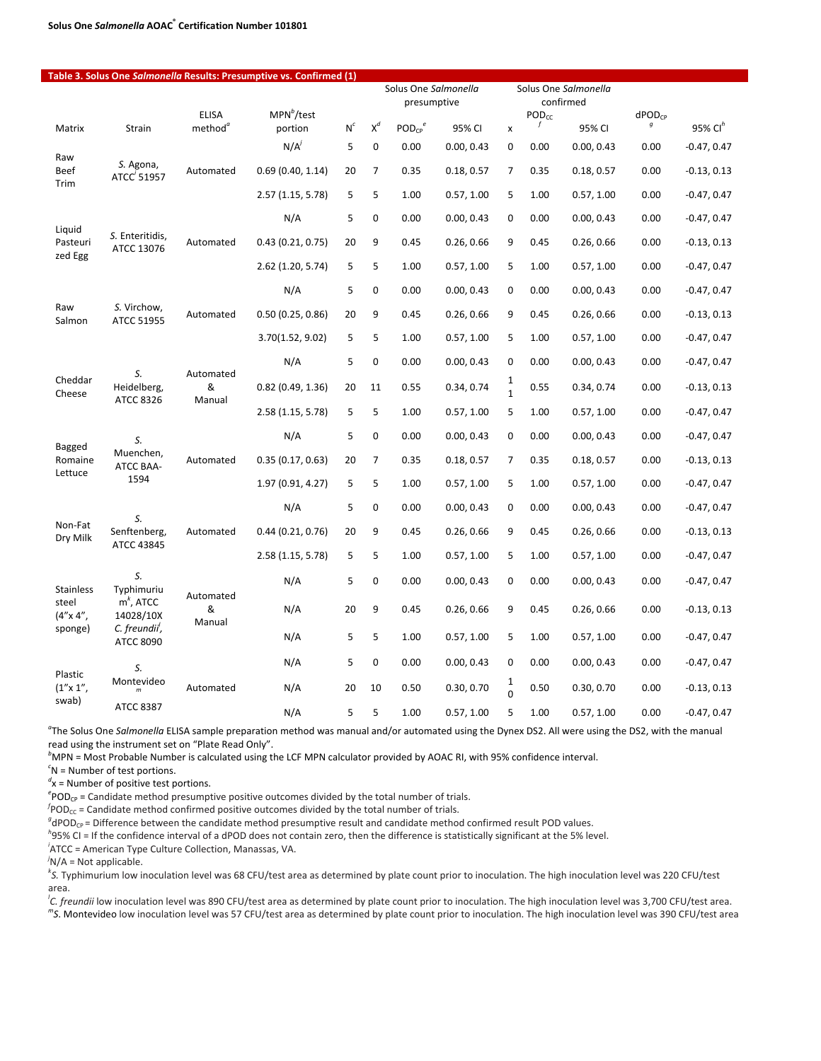**Table 3. Solus One *Salmonella* Results: Presumptive vs. Confirmed (1)**

| Matrix | Strain | ELISA method[a] | MPN[b]/test portion | N[c] | x[d] | Solus One *Salmonella* presumptive $POD_{CP}$[e] | 95% CI | Solus One *Salmonella* confirmed x | $POD_{CC}$[f] | 95% CI | $dPOD_{CP}$[g] | 95% CI[h] |
|---|---|---|---|---|---|---|---|---|---|---|---|---|
| Raw Beef Trim | *S.* Agona, ATCC[i] 51957 | Automated | N/A[j] | 5 | 0 | 0.00 | 0.00, 0.43 | 0 | 0.00 | 0.00, 0.43 | 0.00 | -0.47, 0.47 |
| | | | 0.69 (0.40, 1.14) | 20 | 7 | 0.35 | 0.18, 0.57 | 7 | 0.35 | 0.18, 0.57 | 0.00 | -0.13, 0.13 |
| | | | 2.57 (1.15, 5.78) | 5 | 5 | 1.00 | 0.57, 1.00 | 5 | 1.00 | 0.57, 1.00 | 0.00 | -0.47, 0.47 |
| Liquid Pasteurized Egg | *S.* Enteritidis, ATCC 13076 | Automated | N/A | 5 | 0 | 0.00 | 0.00, 0.43 | 0 | 0.00 | 0.00, 0.43 | 0.00 | -0.47, 0.47 |
| | | | 0.43 (0.21, 0.75) | 20 | 9 | 0.45 | 0.26, 0.66 | 9 | 0.45 | 0.26, 0.66 | 0.00 | -0.13, 0.13 |
| | | | 2.62 (1.20, 5.74) | 5 | 5 | 1.00 | 0.57, 1.00 | 5 | 1.00 | 0.57, 1.00 | 0.00 | -0.47, 0.47 |
| Raw Salmon | *S.* Virchow, ATCC 51955 | Automated | N/A | 5 | 0 | 0.00 | 0.00, 0.43 | 0 | 0.00 | 0.00, 0.43 | 0.00 | -0.47, 0.47 |
| | | | 0.50 (0.25, 0.86) | 20 | 9 | 0.45 | 0.26, 0.66 | 9 | 0.45 | 0.26, 0.66 | 0.00 | -0.13, 0.13 |
| | | | 3.70(1.52, 9.02) | 5 | 5 | 1.00 | 0.57, 1.00 | 5 | 1.00 | 0.57, 1.00 | 0.00 | -0.47, 0.47 |
| Cheddar Cheese | *S.* Heidelberg, ATCC 8326 | Automated & Manual | N/A | 5 | 0 | 0.00 | 0.00, 0.43 | 0 | 0.00 | 0.00, 0.43 | 0.00 | -0.47, 0.47 |
| | | | 0.82 (0.49, 1.36) | 20 | 11 | 0.55 | 0.34, 0.74 | 11 | 0.55 | 0.34, 0.74 | 0.00 | -0.13, 0.13 |
| | | | 2.58 (1.15, 5.78) | 5 | 5 | 1.00 | 0.57, 1.00 | 5 | 1.00 | 0.57, 1.00 | 0.00 | -0.47, 0.47 |
| Bagged Romaine Lettuce | *S.* Muenchen, ATCC BAA-1594 | Automated | N/A | 5 | 0 | 0.00 | 0.00, 0.43 | 0 | 0.00 | 0.00, 0.43 | 0.00 | -0.47, 0.47 |
| | | | 0.35 (0.17, 0.63) | 20 | 7 | 0.35 | 0.18, 0.57 | 7 | 0.35 | 0.18, 0.57 | 0.00 | -0.13, 0.13 |
| | | | 1.97 (0.91, 4.27) | 5 | 5 | 1.00 | 0.57, 1.00 | 5 | 1.00 | 0.57, 1.00 | 0.00 | -0.47, 0.47 |
| Non-Fat Dry Milk | *S.* Senftenberg, ATCC 43845 | Automated | N/A | 5 | 0 | 0.00 | 0.00, 0.43 | 0 | 0.00 | 0.00, 0.43 | 0.00 | -0.47, 0.47 |
| | | | 0.44 (0.21, 0.76) | 20 | 9 | 0.45 | 0.26, 0.66 | 9 | 0.45 | 0.26, 0.66 | 0.00 | -0.13, 0.13 |
| | | | 2.58 (1.15, 5.78) | 5 | 5 | 1.00 | 0.57, 1.00 | 5 | 1.00 | 0.57, 1.00 | 0.00 | -0.47, 0.47 |
| Stainless steel (4"x 4", sponge) | *S.* Typhimurium[k], ATCC 14028/10X *C. freundii*[l], ATCC 8090 | Automated & Manual | N/A | 5 | 0 | 0.00 | 0.00, 0.43 | 0 | 0.00 | 0.00, 0.43 | 0.00 | -0.47, 0.47 |
| | | | N/A | 20 | 9 | 0.45 | 0.26, 0.66 | 9 | 0.45 | 0.26, 0.66 | 0.00 | -0.13, 0.13 |
| | | | N/A | 5 | 5 | 1.00 | 0.57, 1.00 | 5 | 1.00 | 0.57, 1.00 | 0.00 | -0.47, 0.47 |
| Plastic (1"x 1", swab) | *S.* Montevideo[m] ATCC 8387 | Automated | N/A | 5 | 0 | 0.00 | 0.00, 0.43 | 0 | 0.00 | 0.00, 0.43 | 0.00 | -0.47, 0.47 |
| | | | N/A | 20 | 10 | 0.50 | 0.30, 0.70 | 10 | 0.50 | 0.30, 0.70 | 0.00 | -0.13, 0.13 |
| | | | N/A | 5 | 5 | 1.00 | 0.57, 1.00 | 5 | 1.00 | 0.57, 1.00 | 0.00 | -0.47, 0.47 |

[a]The Solus One *Salmonella* ELISA sample preparation method was manual and/or automated using the Dynex DS2. All were using the DS2, with the manual read using the instrument set on "Plate Read Only".
[b]MPN = Most Probable Number is calculated using the LCF MPN calculator provided by AOAC RI, with 95% confidence interval.
[c]N = Number of test portions.
[d]x = Number of positive test portions.
[e]$POD_{CP}$ = Candidate method presumptive positive outcomes divided by the total number of trials.
[f]$POD_{CC}$ = Candidate method confirmed positive outcomes divided by the total number of trials.
[g]$dPOD_{CP}$ = Difference between the candidate method presumptive result and candidate method confirmed result POD values.
[h]95% CI = If the confidence interval of a dPOD does not contain zero, then the difference is statistically significant at the 5% level.
[i]ATCC = American Type Culture Collection, Manassas, VA.
[j]N/A = Not applicable.
[k]*S.* Typhimurium low inoculation level was 68 CFU/test area as determined by plate count prior to inoculation. The high inoculation level was 220 CFU/test area.
[l]*C. freundii* low inoculation level was 890 CFU/test area as determined by plate count prior to inoculation. The high inoculation level was 3,700 CFU/test area.
[m]*S.* Montevideo low inoculation level was 57 CFU/test area as determined by plate count prior to inoculation. The high inoculation level was 390 CFU/test area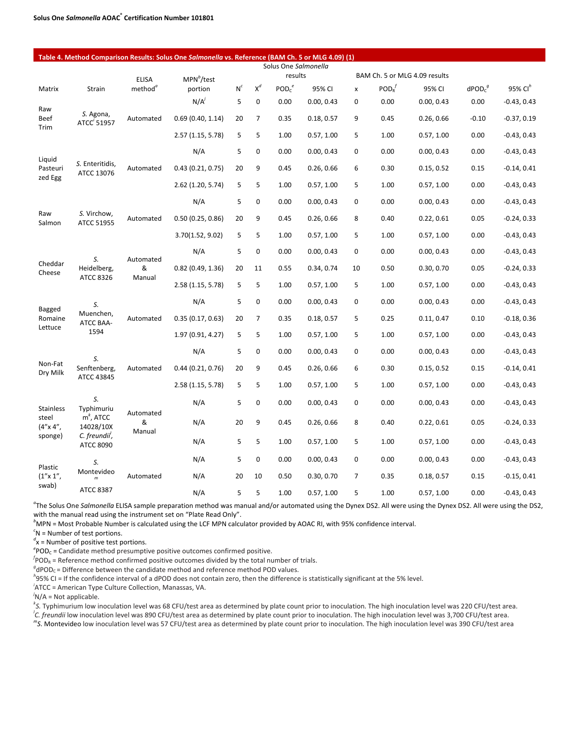**Solus One *Salmonella* AOAC® Certification Number 101801**

**Table 4. Method Comparison Results: Solus One *Salmonella* vs. Reference (BAM Ch. 5 or MLG 4.09) (1)**

| Matrix | Strain | ELISA method[a] | MPN[b]/test portion | N[c] | Solus One *Salmonella* results X[d] | $POD_C$[e] | 95% CI | BAM Ch. 5 or MLG 4.09 results x | $POD_R$[f] | 95% CI | $dPOD_C$[g] | 95% CI[h] |
|---|---|---|---|---|---|---|---|---|---|---|---|---|
| Raw Beef Trim | *S.* Agona, ATCC[i] 51957 | Automated | N/A[j] | 5 | 0 | 0.00 | 0.00, 0.43 | 0 | 0.00 | 0.00, 0.43 | 0.00 | -0.43, 0.43 |
| | | | 0.69 (0.40, 1.14) | 20 | 7 | 0.35 | 0.18, 0.57 | 9 | 0.45 | 0.26, 0.66 | -0.10 | -0.37, 0.19 |
| | | | 2.57 (1.15, 5.78) | 5 | 5 | 1.00 | 0.57, 1.00 | 5 | 1.00 | 0.57, 1.00 | 0.00 | -0.43, 0.43 |
| Liquid Pasteurized Egg | *S.* Enteritidis, ATCC 13076 | Automated | N/A | 5 | 0 | 0.00 | 0.00, 0.43 | 0 | 0.00 | 0.00, 0.43 | 0.00 | -0.43, 0.43 |
| | | | 0.43 (0.21, 0.75) | 20 | 9 | 0.45 | 0.26, 0.66 | 6 | 0.30 | 0.15, 0.52 | 0.15 | -0.14, 0.41 |
| | | | 2.62 (1.20, 5.74) | 5 | 5 | 1.00 | 0.57, 1.00 | 5 | 1.00 | 0.57, 1.00 | 0.00 | -0.43, 0.43 |
| Raw Salmon | *S.* Virchow, ATCC 51955 | Automated | N/A | 5 | 0 | 0.00 | 0.00, 0.43 | 0 | 0.00 | 0.00, 0.43 | 0.00 | -0.43, 0.43 |
| | | | 0.50 (0.25, 0.86) | 20 | 9 | 0.45 | 0.26, 0.66 | 8 | 0.40 | 0.22, 0.61 | 0.05 | -0.24, 0.33 |
| | | | 3.70(1.52, 9.02) | 5 | 5 | 1.00 | 0.57, 1.00 | 5 | 1.00 | 0.57, 1.00 | 0.00 | -0.43, 0.43 |
| Cheddar Cheese | *S.* Heidelberg, ATCC 8326 | Automated & Manual | N/A | 5 | 0 | 0.00 | 0.00, 0.43 | 0 | 0.00 | 0.00, 0.43 | 0.00 | -0.43, 0.43 |
| | | | 0.82 (0.49, 1.36) | 20 | 11 | 0.55 | 0.34, 0.74 | 10 | 0.50 | 0.30, 0.70 | 0.05 | -0.24, 0.33 |
| | | | 2.58 (1.15, 5.78) | 5 | 5 | 1.00 | 0.57, 1.00 | 5 | 1.00 | 0.57, 1.00 | 0.00 | -0.43, 0.43 |
| Bagged Romaine Lettuce | *S.* Muenchen, ATCC BAA-1594 | Automated | N/A | 5 | 0 | 0.00 | 0.00, 0.43 | 0 | 0.00 | 0.00, 0.43 | 0.00 | -0.43, 0.43 |
| | | | 0.35 (0.17, 0.63) | 20 | 7 | 0.35 | 0.18, 0.57 | 5 | 0.25 | 0.11, 0.47 | 0.10 | -0.18, 0.36 |
| | | | 1.97 (0.91, 4.27) | 5 | 5 | 1.00 | 0.57, 1.00 | 5 | 1.00 | 0.57, 1.00 | 0.00 | -0.43, 0.43 |
| Non-Fat Dry Milk | *S.* Senftenberg, ATCC 43845 | Automated | N/A | 5 | 0 | 0.00 | 0.00, 0.43 | 0 | 0.00 | 0.00, 0.43 | 0.00 | -0.43, 0.43 |
| | | | 0.44 (0.21, 0.76) | 20 | 9 | 0.45 | 0.26, 0.66 | 6 | 0.30 | 0.15, 0.52 | 0.15 | -0.14, 0.41 |
| | | | 2.58 (1.15, 5.78) | 5 | 5 | 1.00 | 0.57, 1.00 | 5 | 1.00 | 0.57, 1.00 | 0.00 | -0.43, 0.43 |
| Stainless steel (4"x 4", sponge) | *S.* Typhimurium[k], ATCC 14028/10X *C. freundii*[l], ATCC 8090 | Automated & Manual | N/A | 5 | 0 | 0.00 | 0.00, 0.43 | 0 | 0.00 | 0.00, 0.43 | 0.00 | -0.43, 0.43 |
| | | | N/A | 20 | 9 | 0.45 | 0.26, 0.66 | 8 | 0.40 | 0.22, 0.61 | 0.05 | -0.24, 0.33 |
| | | | N/A | 5 | 5 | 1.00 | 0.57, 1.00 | 5 | 1.00 | 0.57, 1.00 | 0.00 | -0.43, 0.43 |
| Plastic (1"x 1", swab) | *S.* Montevideo[m] ATCC 8387 | Automated | N/A | 5 | 0 | 0.00 | 0.00, 0.43 | 0 | 0.00 | 0.00, 0.43 | 0.00 | -0.43, 0.43 |
| | | | N/A | 20 | 10 | 0.50 | 0.30, 0.70 | 7 | 0.35 | 0.18, 0.57 | 0.15 | -0.15, 0.41 |
| | | | N/A | 5 | 5 | 1.00 | 0.57, 1.00 | 5 | 1.00 | 0.57, 1.00 | 0.00 | -0.43, 0.43 |

[a]The Solus One *Salmonella* ELISA sample preparation method was manual and/or automated using the Dynex DS2. All were using the Dynex DS2. All were using the DS2, with the manual read using the instrument set on "Plate Read Only".
[b]MPN = Most Probable Number is calculated using the LCF MPN calculator provided by AOAC RI, with 95% confidence interval.
[c]N = Number of test portions.
[d]x = Number of positive test portions.
[e]$POD_C$ = Candidate method presumptive positive outcomes confirmed positive.
[f]$POD_R$ = Reference method confirmed positive outcomes divided by the total number of trials.
[g]$dPOD_C$ = Difference between the candidate method and reference method POD values.
[h]95% CI = If the confidence interval of a dPOD does not contain zero, then the difference is statistically significant at the 5% level.
[i]ATCC = American Type Culture Collection, Manassas, VA.
[j]N/A = Not applicable.
[k]*S.* Typhimurium low inoculation level was 68 CFU/test area as determined by plate count prior to inoculation. The high inoculation level was 220 CFU/test area.
[l]*C. freundii* low inoculation level was 890 CFU/test area as determined by plate count prior to inoculation. The high inoculation level was 3,700 CFU/test area.
[m]*S.* Montevideo low inoculation level was 57 CFU/test area as determined by plate count prior to inoculation. The high inoculation level was 390 CFU/test area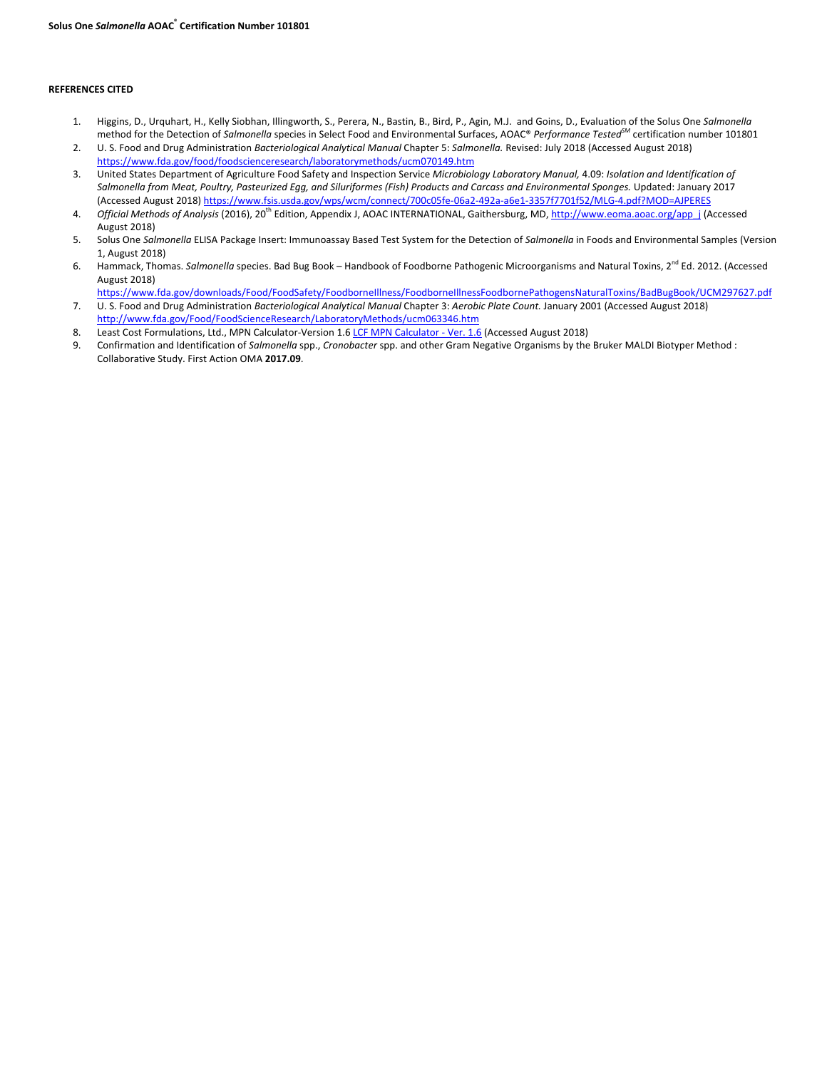**REFERENCES CITED**

1. Higgins, D., Urquhart, H., Kelly Siobhan, Illingworth, S., Perera, N., Bastin, B., Bird, P., Agin, M.J. and Goins, D., Evaluation of the Solus One *Salmonella* method for the Detection of *Salmonella* species in Select Food and Environmental Surfaces, AOAC® *Performance Tested*[SM] certification number 101801
2. U. S. Food and Drug Administration *Bacteriological Analytical Manual* Chapter 5: *Salmonella.* Revised: July 2018 (Accessed August 2018) https://www.fda.gov/food/foodscienceresearch/laboratorymethods/ucm070149.htm
3. United States Department of Agriculture Food Safety and Inspection Service *Microbiology Laboratory Manual,* 4.09: *Isolation and Identification of Salmonella from Meat, Poultry, Pasteurized Egg, and Siluriformes (Fish) Products and Carcass and Environmental Sponges.* Updated: January 2017 (Accessed August 2018) https://www.fsis.usda.gov/wps/wcm/connect/700c05fe-06a2-492a-a6e1-3357f7701f52/MLG-4.pdf?MOD=AJPERES
4. *Official Methods of Analysis* (2016), 20th Edition, Appendix J, AOAC INTERNATIONAL, Gaithersburg, MD, http://www.eoma.aoac.org/app_j (Accessed August 2018)
5. Solus One *Salmonella* ELISA Package Insert: Immunoassay Based Test System for the Detection of *Salmonella* in Foods and Environmental Samples (Version 1, August 2018)
6. Hammack, Thomas. *Salmonella* species. Bad Bug Book – Handbook of Foodborne Pathogenic Microorganisms and Natural Toxins, 2nd Ed. 2012. (Accessed August 2018) https://www.fda.gov/downloads/Food/FoodSafety/FoodborneIllness/FoodborneIllnessFoodbornePathogensNaturalToxins/BadBugBook/UCM297627.pdf
7. U. S. Food and Drug Administration *Bacteriological Analytical Manual* Chapter 3: *Aerobic Plate Count.* January 2001 (Accessed August 2018) http://www.fda.gov/Food/FoodScienceResearch/LaboratoryMethods/ucm063346.htm
8. Least Cost Formulations, Ltd., MPN Calculator-Version 1.6 LCF MPN Calculator - Ver. 1.6 (Accessed August 2018)
9. Confirmation and Identification of *Salmonella* spp., *Cronobacter* spp. and other Gram Negative Organisms by the Bruker MALDI Biotyper Method : Collaborative Study. First Action OMA **2017.09**.